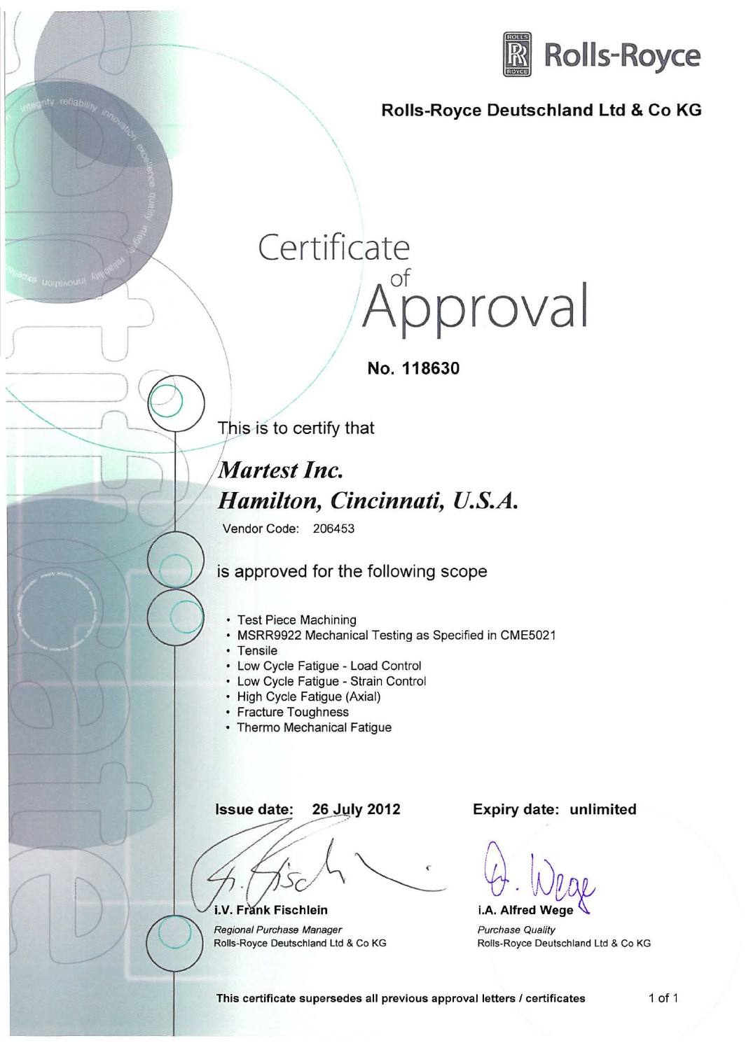**Rolls-Royce**

**Rolls-Royce Deutschland Ltd & Co KG**

# Certificate of Approval

**No. 118630**

This is to certify that

***Martest Inc.***
***Hamilton, Cincinnati, U.S.A.***

Vendor Code: 206453

is approved for the following scope

- Test Piece Machining
- MSRR9922 Mechanical Testing as Specified in CME5021
- Tensile
- Low Cycle Fatigue - Load Control
- Low Cycle Fatigue - Strain Control
- High Cycle Fatigue (Axial)
- Fracture Toughness
- Thermo Mechanical Fatigue

**Issue date: 26 July 2012**

**Expiry date: unlimited**

**i.V. Frank Fischlein**
*Regional Purchase Manager*
Rolls-Royce Deutschland Ltd & Co KG

**i.A. Alfred Wege**
*Purchase Quality*
Rolls-Royce Deutschland Ltd & Co KG

**This certificate supersedes all previous approval letters / certificates**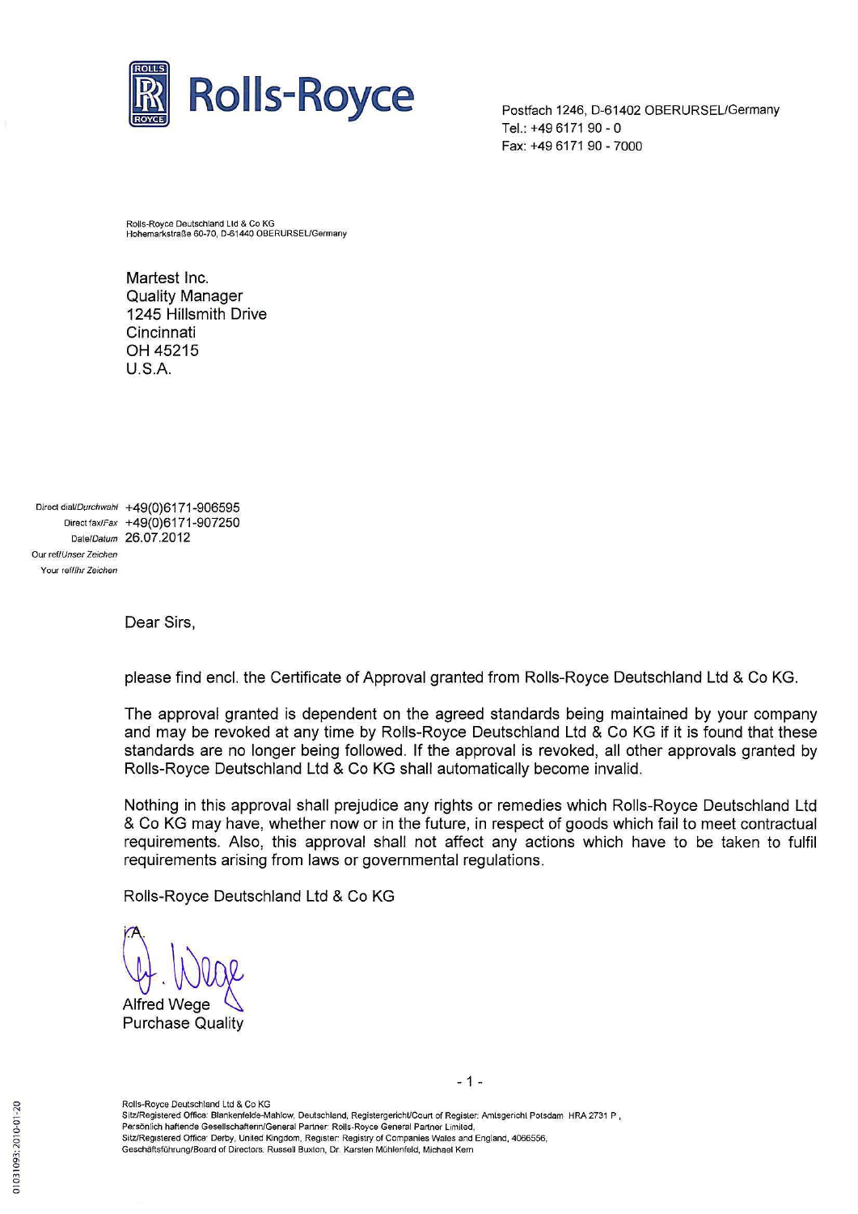Rolls-Royce

Postfach 1246, D-61402 OBERURSEL/Germany
Tel.: +49 6171 90 - 0
Fax: +49 6171 90 - 7000

Rolls-Royce Deutschland Ltd & Co KG
Hohemarkstraße 60-70, D-61440 OBERURSEL/Germany

Martest Inc.
Quality Manager
1245 Hillsmith Drive
Cincinnati
OH 45215
U.S.A.

Direct dial/*Durchwahl* +49(0)6171-906595
Direct fax/*Fax* +49(0)6171-907250
Date/*Datum* 26.07.2012
Our ref/*Unser Zeichen*
Your ref/*Ihr Zeichen*

Dear Sirs,

please find encl. the Certificate of Approval granted from Rolls-Royce Deutschland Ltd & Co KG.

The approval granted is dependent on the agreed standards being maintained by your company and may be revoked at any time by Rolls-Royce Deutschland Ltd & Co KG if it is found that these standards are no longer being followed. If the approval is revoked, all other approvals granted by Rolls-Royce Deutschland Ltd & Co KG shall automatically become invalid.

Nothing in this approval shall prejudice any rights or remedies which Rolls-Royce Deutschland Ltd & Co KG may have, whether now or in the future, in respect of goods which fail to meet contractual requirements. Also, this approval shall not affect any actions which have to be taken to fulfil requirements arising from laws or governmental regulations.

Rolls-Royce Deutschland Ltd & Co KG

i.A.

A. Wege

Alfred Wege
Purchase Quality

Rolls-Royce Deutschland Ltd & Co KG
Sitz/Registered Office: Blankenfelde-Mahlow, Deutschland, Registergericht/Court of Register: Amtsgericht Potsdam HRA 2731 P,
Persönlich haftende Gesellschafterin/General Partner: Rolls-Royce General Partner Limited,
Sitz/Registered Office: Derby, United Kingdom, Register: Registry of Companies Wales and England, 4066556,
Geschäftsführung/Board of Directors: Russell Buxton, Dr. Karsten Mühlenfeld, Michael Kern

01031093:2010-01-20